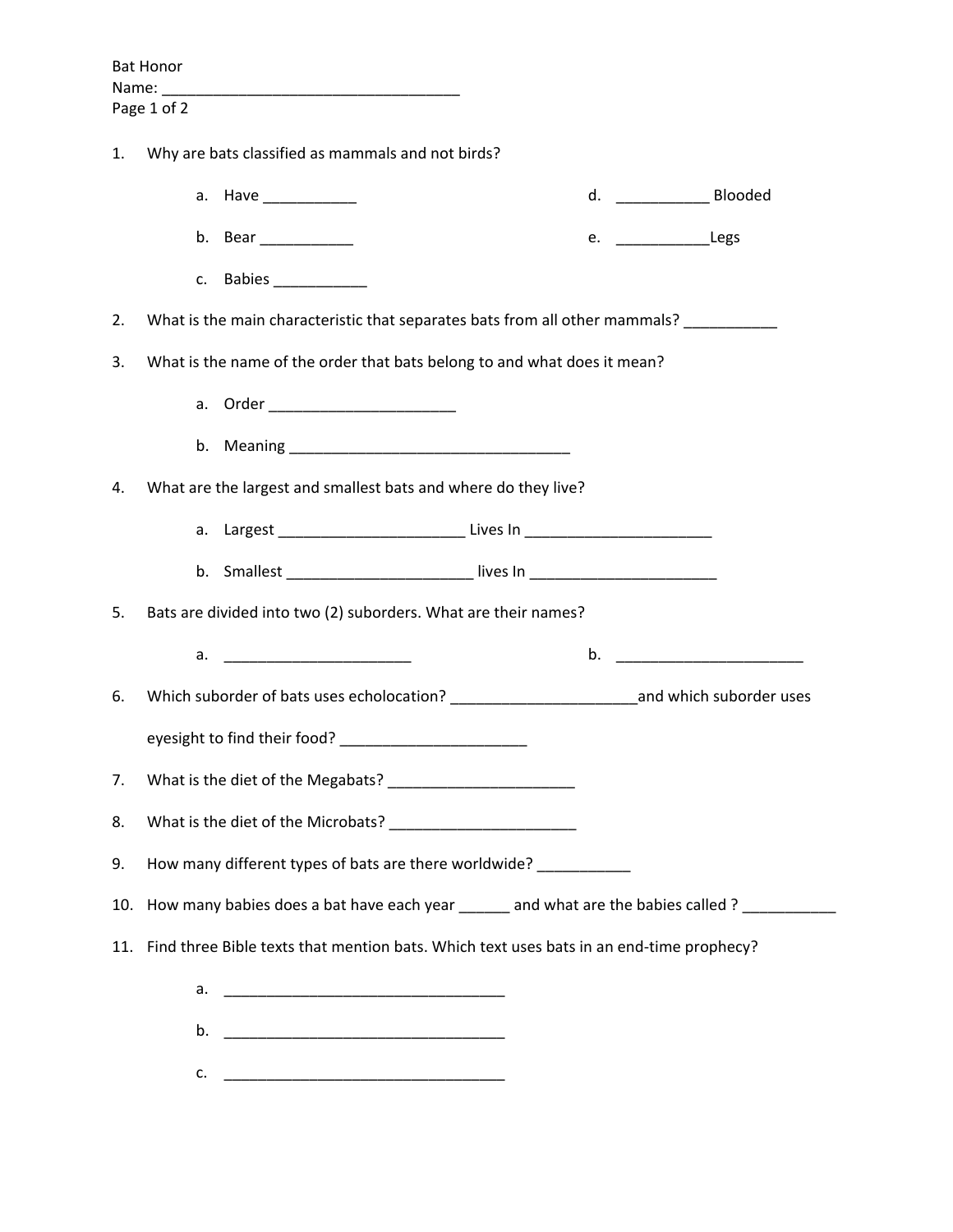Bat Honor

Name: ____________________________________

1. Why are bats classified as mammals and not birds?

   a. Have ___________
   b. Bear ___________
   c. Babies ___________
   d. ___________ Blooded
   e. ___________Legs

2. What is the main characteristic that separates bats from all other mammals? ___________

3. What is the name of the order that bats belong to and what does it mean?

   a. Order ______________________
   b. Meaning __________________________________

4. What are the largest and smallest bats and where do they live?

   a. Largest ______________________ Lives In ______________________
   b. Smallest ______________________ lives In ______________________

5. Bats are divided into two (2) suborders. What are their names?

   a. ______________________
   b. ______________________

6. Which suborder of bats uses echolocation? ______________________and which suborder uses eyesight to find their food? ______________________

7. What is the diet of the Megabats? ______________________

8. What is the diet of the Microbats? ______________________

9. How many different types of bats are there worldwide? ___________

10. How many babies does a bat have each year ______ and what are the babies called ? ___________

11. Find three Bible texts that mention bats. Which text uses bats in an end-time prophecy?

    a. __________________________________
    b. __________________________________
    c. __________________________________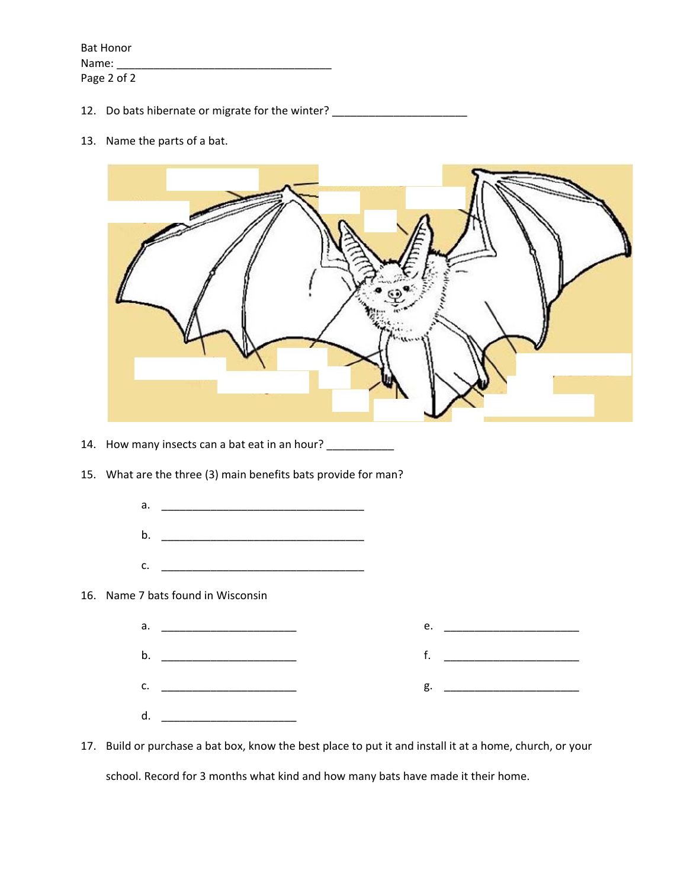Bat Honor

Name: ___________________________________

12. Do bats hibernate or migrate for the winter? _____________________

13. Name the parts of a bat.

14. How many insects can a bat eat in an hour? __________

15. What are the three (3) main benefits bats provide for man?

    a. ________________________________

    b. ________________________________

    c. ________________________________

16. Name 7 bats found in Wisconsin

    a. _____________________

    b. _____________________

    c. _____________________

    d. _____________________

    e. _____________________

    f. _____________________

    g. _____________________

17. Build or purchase a bat box, know the best place to put it and install it at a home, church, or your school. Record for 3 months what kind and how many bats have made it their home.